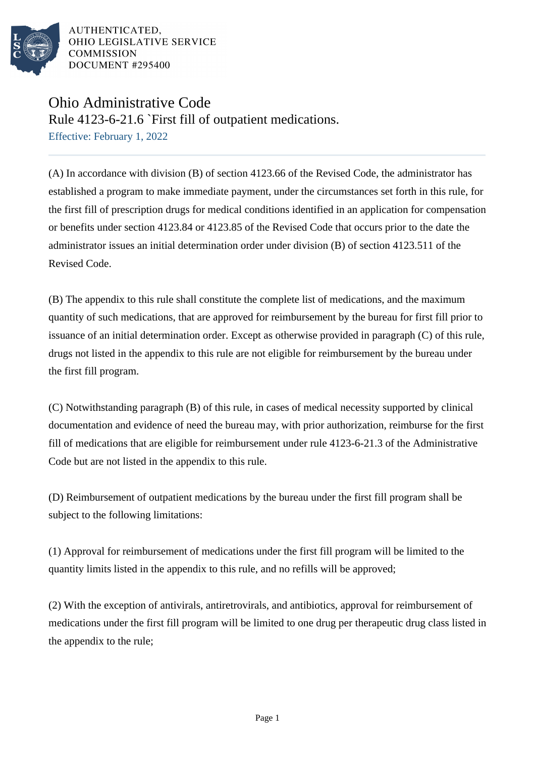AUTHENTICATED,
OHIO LEGISLATIVE SERVICE
COMMISSION
DOCUMENT #295400

# Ohio Administrative Code

## Rule 4123-6-21.6 `First fill of outpatient medications.

Effective: February 1, 2022

(A) In accordance with division (B) of section 4123.66 of the Revised Code, the administrator has established a program to make immediate payment, under the circumstances set forth in this rule, for the first fill of prescription drugs for medical conditions identified in an application for compensation or benefits under section 4123.84 or 4123.85 of the Revised Code that occurs prior to the date the administrator issues an initial determination order under division (B) of section 4123.511 of the Revised Code.

(B) The appendix to this rule shall constitute the complete list of medications, and the maximum quantity of such medications, that are approved for reimbursement by the bureau for first fill prior to issuance of an initial determination order. Except as otherwise provided in paragraph (C) of this rule, drugs not listed in the appendix to this rule are not eligible for reimbursement by the bureau under the first fill program.

(C) Notwithstanding paragraph (B) of this rule, in cases of medical necessity supported by clinical documentation and evidence of need the bureau may, with prior authorization, reimburse for the first fill of medications that are eligible for reimbursement under rule 4123-6-21.3 of the Administrative Code but are not listed in the appendix to this rule.

(D) Reimbursement of outpatient medications by the bureau under the first fill program shall be subject to the following limitations:

(1) Approval for reimbursement of medications under the first fill program will be limited to the quantity limits listed in the appendix to this rule, and no refills will be approved;

(2) With the exception of antivirals, antiretrovirals, and antibiotics, approval for reimbursement of medications under the first fill program will be limited to one drug per therapeutic drug class listed in the appendix to the rule;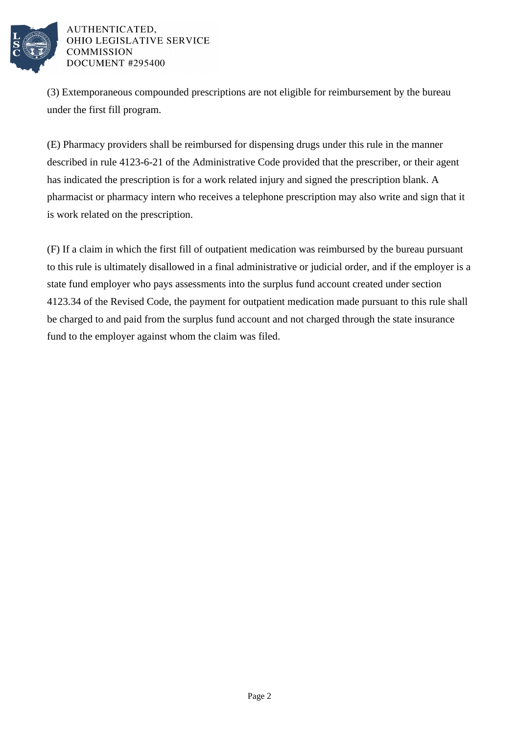(3) Extemporaneous compounded prescriptions are not eligible for reimbursement by the bureau under the first fill program.

(E) Pharmacy providers shall be reimbursed for dispensing drugs under this rule in the manner described in rule 4123-6-21 of the Administrative Code provided that the prescriber, or their agent has indicated the prescription is for a work related injury and signed the prescription blank. A pharmacist or pharmacy intern who receives a telephone prescription may also write and sign that it is work related on the prescription.

(F) If a claim in which the first fill of outpatient medication was reimbursed by the bureau pursuant to this rule is ultimately disallowed in a final administrative or judicial order, and if the employer is a state fund employer who pays assessments into the surplus fund account created under section 4123.34 of the Revised Code, the payment for outpatient medication made pursuant to this rule shall be charged to and paid from the surplus fund account and not charged through the state insurance fund to the employer against whom the claim was filed.